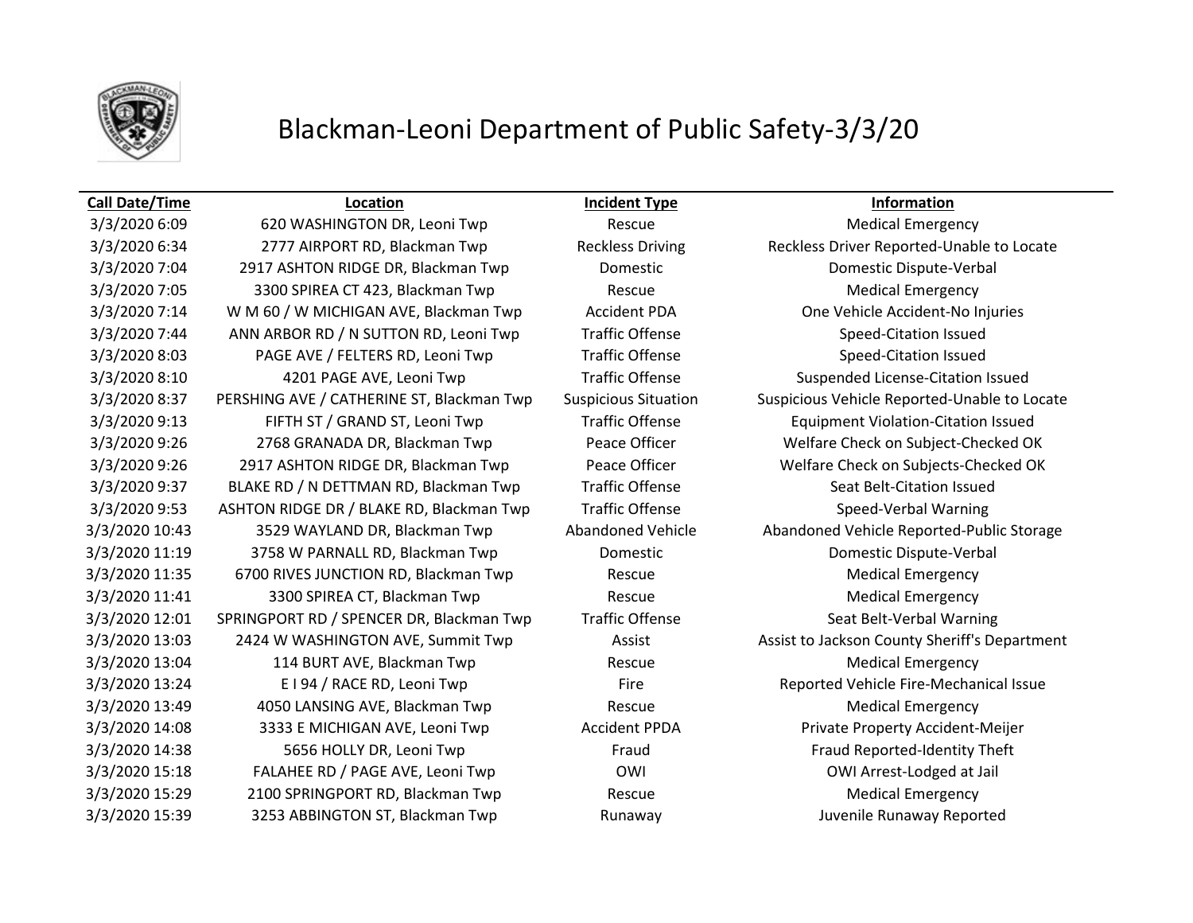# Blackman-Leoni Department of Public Safety-3/3/20

| Call Date/Time | Location | Incident Type | Information |
|---|---|---|---|
| 3/3/2020 6:09 | 620 WASHINGTON DR, Leoni Twp | Rescue | Medical Emergency |
| 3/3/2020 6:34 | 2777 AIRPORT RD, Blackman Twp | Reckless Driving | Reckless Driver Reported-Unable to Locate |
| 3/3/2020 7:04 | 2917 ASHTON RIDGE DR, Blackman Twp | Domestic | Domestic Dispute-Verbal |
| 3/3/2020 7:05 | 3300 SPIREA CT 423, Blackman Twp | Rescue | Medical Emergency |
| 3/3/2020 7:14 | W M 60 / W MICHIGAN AVE, Blackman Twp | Accident PDA | One Vehicle Accident-No Injuries |
| 3/3/2020 7:44 | ANN ARBOR RD / N SUTTON RD, Leoni Twp | Traffic Offense | Speed-Citation Issued |
| 3/3/2020 8:03 | PAGE AVE / FELTERS RD, Leoni Twp | Traffic Offense | Speed-Citation Issued |
| 3/3/2020 8:10 | 4201 PAGE AVE, Leoni Twp | Traffic Offense | Suspended License-Citation Issued |
| 3/3/2020 8:37 | PERSHING AVE / CATHERINE ST, Blackman Twp | Suspicious Situation | Suspicious Vehicle Reported-Unable to Locate |
| 3/3/2020 9:13 | FIFTH ST / GRAND ST, Leoni Twp | Traffic Offense | Equipment Violation-Citation Issued |
| 3/3/2020 9:26 | 2768 GRANADA DR, Blackman Twp | Peace Officer | Welfare Check on Subject-Checked OK |
| 3/3/2020 9:26 | 2917 ASHTON RIDGE DR, Blackman Twp | Peace Officer | Welfare Check on Subjects-Checked OK |
| 3/3/2020 9:37 | BLAKE RD / N DETTMAN RD, Blackman Twp | Traffic Offense | Seat Belt-Citation Issued |
| 3/3/2020 9:53 | ASHTON RIDGE DR / BLAKE RD, Blackman Twp | Traffic Offense | Speed-Verbal Warning |
| 3/3/2020 10:43 | 3529 WAYLAND DR, Blackman Twp | Abandoned Vehicle | Abandoned Vehicle Reported-Public Storage |
| 3/3/2020 11:19 | 3758 W PARNALL RD, Blackman Twp | Domestic | Domestic Dispute-Verbal |
| 3/3/2020 11:35 | 6700 RIVES JUNCTION RD, Blackman Twp | Rescue | Medical Emergency |
| 3/3/2020 11:41 | 3300 SPIREA CT, Blackman Twp | Rescue | Medical Emergency |
| 3/3/2020 12:01 | SPRINGPORT RD / SPENCER DR, Blackman Twp | Traffic Offense | Seat Belt-Verbal Warning |
| 3/3/2020 13:03 | 2424 W WASHINGTON AVE, Summit Twp | Assist | Assist to Jackson County Sheriff's Department |
| 3/3/2020 13:04 | 114 BURT AVE, Blackman Twp | Rescue | Medical Emergency |
| 3/3/2020 13:24 | E I 94 / RACE RD, Leoni Twp | Fire | Reported Vehicle Fire-Mechanical Issue |
| 3/3/2020 13:49 | 4050 LANSING AVE, Blackman Twp | Rescue | Medical Emergency |
| 3/3/2020 14:08 | 3333 E MICHIGAN AVE, Leoni Twp | Accident PPDA | Private Property Accident-Meijer |
| 3/3/2020 14:38 | 5656 HOLLY DR, Leoni Twp | Fraud | Fraud Reported-Identity Theft |
| 3/3/2020 15:18 | FALAHEE RD / PAGE AVE, Leoni Twp | OWI | OWI Arrest-Lodged at Jail |
| 3/3/2020 15:29 | 2100 SPRINGPORT RD, Blackman Twp | Rescue | Medical Emergency |
| 3/3/2020 15:39 | 3253 ABBINGTON ST, Blackman Twp | Runaway | Juvenile Runaway Reported |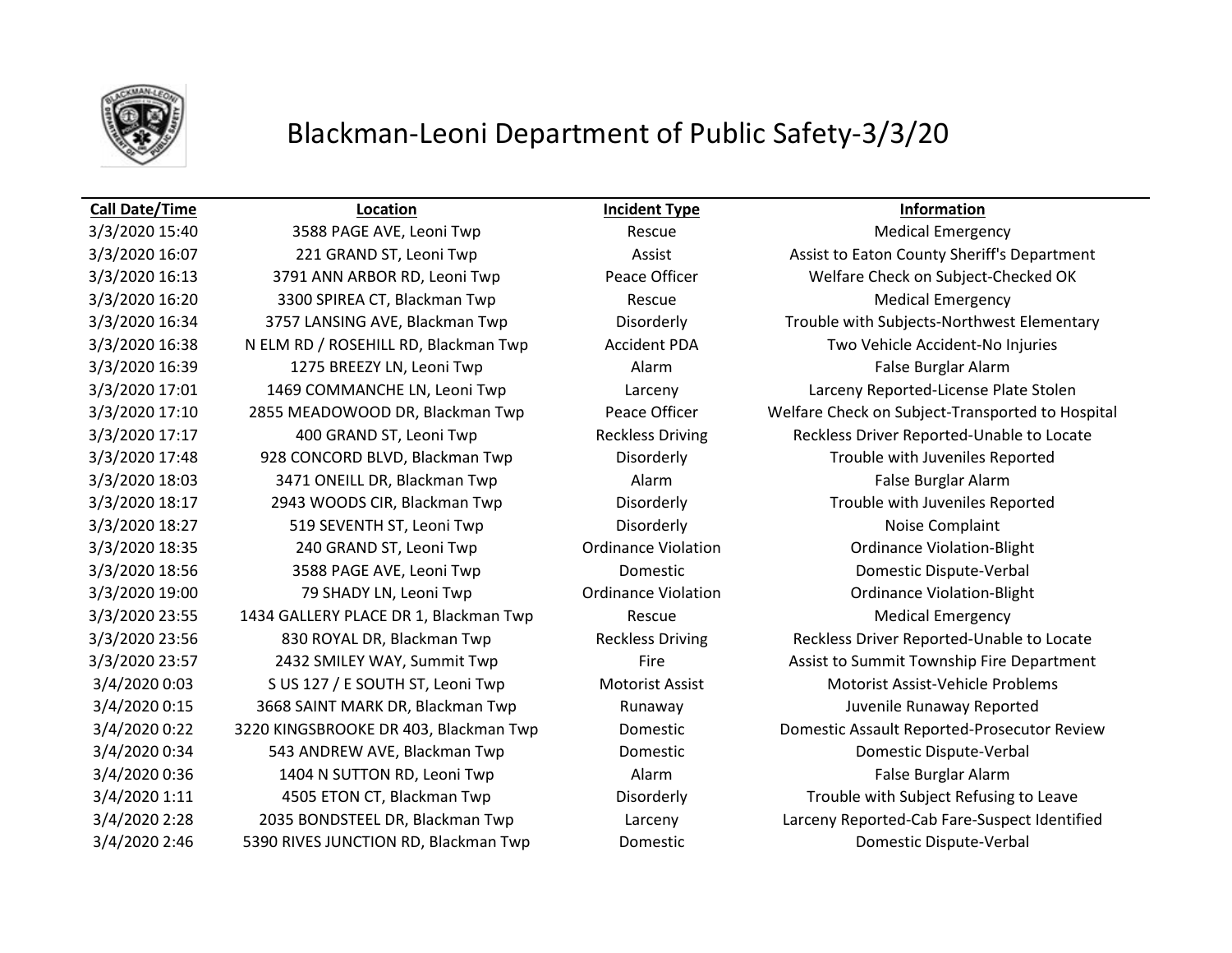# Blackman-Leoni Department of Public Safety-3/3/20

| Call Date/Time | Location | Incident Type | Information |
|---|---|---|---|
| 3/3/2020 15:40 | 3588 PAGE AVE, Leoni Twp | Rescue | Medical Emergency |
| 3/3/2020 16:07 | 221 GRAND ST, Leoni Twp | Assist | Assist to Eaton County Sheriff's Department |
| 3/3/2020 16:13 | 3791 ANN ARBOR RD, Leoni Twp | Peace Officer | Welfare Check on Subject-Checked OK |
| 3/3/2020 16:20 | 3300 SPIREA CT, Blackman Twp | Rescue | Medical Emergency |
| 3/3/2020 16:34 | 3757 LANSING AVE, Blackman Twp | Disorderly | Trouble with Subjects-Northwest Elementary |
| 3/3/2020 16:38 | N ELM RD / ROSEHILL RD, Blackman Twp | Accident PDA | Two Vehicle Accident-No Injuries |
| 3/3/2020 16:39 | 1275 BREEZY LN, Leoni Twp | Alarm | False Burglar Alarm |
| 3/3/2020 17:01 | 1469 COMMANCHE LN, Leoni Twp | Larceny | Larceny Reported-License Plate Stolen |
| 3/3/2020 17:10 | 2855 MEADOWOOD DR, Blackman Twp | Peace Officer | Welfare Check on Subject-Transported to Hospital |
| 3/3/2020 17:17 | 400 GRAND ST, Leoni Twp | Reckless Driving | Reckless Driver Reported-Unable to Locate |
| 3/3/2020 17:48 | 928 CONCORD BLVD, Blackman Twp | Disorderly | Trouble with Juveniles Reported |
| 3/3/2020 18:03 | 3471 ONEILL DR, Blackman Twp | Alarm | False Burglar Alarm |
| 3/3/2020 18:17 | 2943 WOODS CIR, Blackman Twp | Disorderly | Trouble with Juveniles Reported |
| 3/3/2020 18:27 | 519 SEVENTH ST, Leoni Twp | Disorderly | Noise Complaint |
| 3/3/2020 18:35 | 240 GRAND ST, Leoni Twp | Ordinance Violation | Ordinance Violation-Blight |
| 3/3/2020 18:56 | 3588 PAGE AVE, Leoni Twp | Domestic | Domestic Dispute-Verbal |
| 3/3/2020 19:00 | 79 SHADY LN, Leoni Twp | Ordinance Violation | Ordinance Violation-Blight |
| 3/3/2020 23:55 | 1434 GALLERY PLACE DR 1, Blackman Twp | Rescue | Medical Emergency |
| 3/3/2020 23:56 | 830 ROYAL DR, Blackman Twp | Reckless Driving | Reckless Driver Reported-Unable to Locate |
| 3/3/2020 23:57 | 2432 SMILEY WAY, Summit Twp | Fire | Assist to Summit Township Fire Department |
| 3/4/2020 0:03 | S US 127 / E SOUTH ST, Leoni Twp | Motorist Assist | Motorist Assist-Vehicle Problems |
| 3/4/2020 0:15 | 3668 SAINT MARK DR, Blackman Twp | Runaway | Juvenile Runaway Reported |
| 3/4/2020 0:22 | 3220 KINGSBROOKE DR 403, Blackman Twp | Domestic | Domestic Assault Reported-Prosecutor Review |
| 3/4/2020 0:34 | 543 ANDREW AVE, Blackman Twp | Domestic | Domestic Dispute-Verbal |
| 3/4/2020 0:36 | 1404 N SUTTON RD, Leoni Twp | Alarm | False Burglar Alarm |
| 3/4/2020 1:11 | 4505 ETON CT, Blackman Twp | Disorderly | Trouble with Subject Refusing to Leave |
| 3/4/2020 2:28 | 2035 BONDSTEEL DR, Blackman Twp | Larceny | Larceny Reported-Cab Fare-Suspect Identified |
| 3/4/2020 2:46 | 5390 RIVES JUNCTION RD, Blackman Twp | Domestic | Domestic Dispute-Verbal |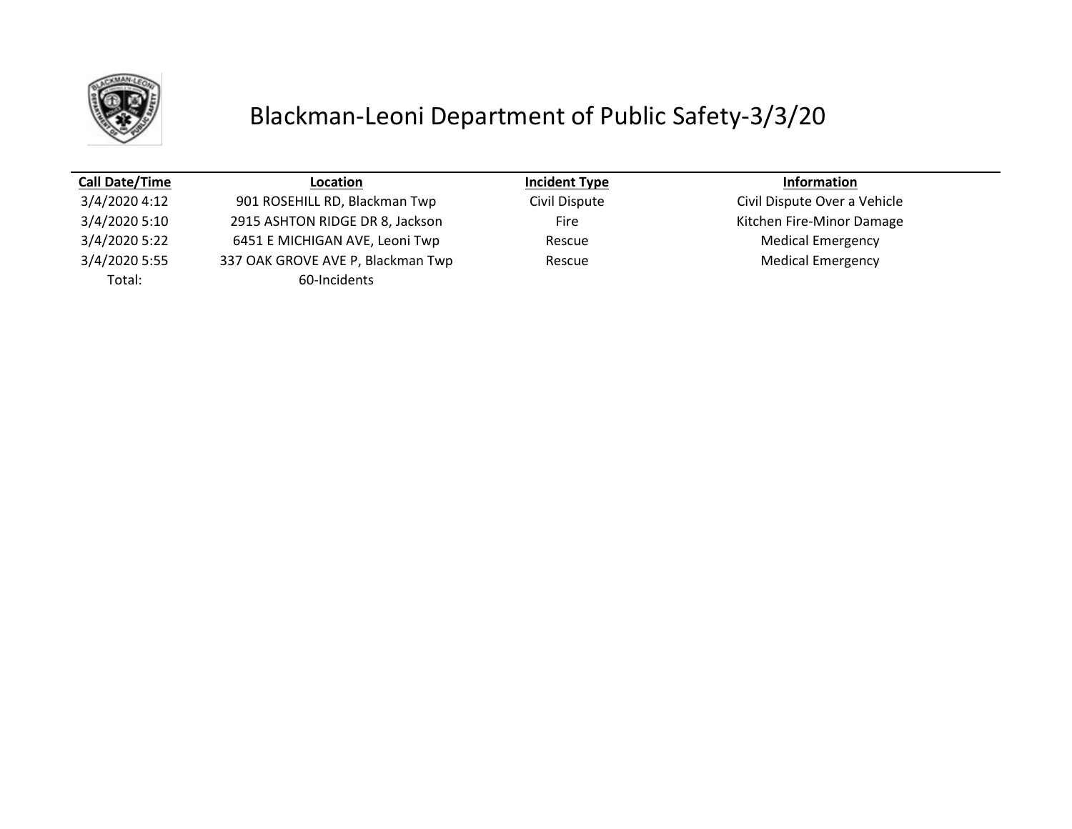# Blackman-Leoni Department of Public Safety-3/3/20

| Call Date/Time | Location | Incident Type | Information |
|---|---|---|---|
| 3/4/2020 4:12 | 901 ROSEHILL RD, Blackman Twp | Civil Dispute | Civil Dispute Over a Vehicle |
| 3/4/2020 5:10 | 2915 ASHTON RIDGE DR 8, Jackson | Fire | Kitchen Fire-Minor Damage |
| 3/4/2020 5:22 | 6451 E MICHIGAN AVE, Leoni Twp | Rescue | Medical Emergency |
| 3/4/2020 5:55 | 337 OAK GROVE AVE P, Blackman Twp | Rescue | Medical Emergency |
| Total: | 60-Incidents | | |